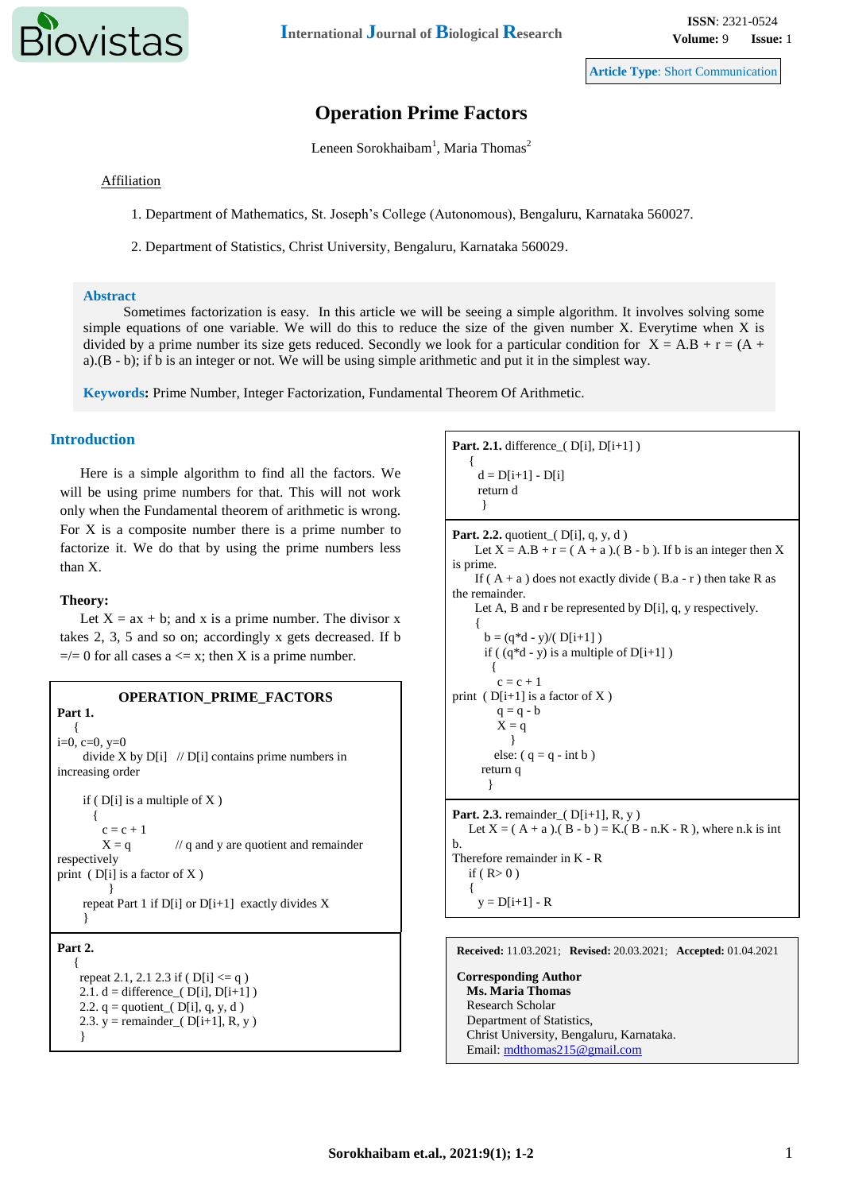# Operation Prime Factors

Leneen Sorokhaibam[1], Maria Thomas[2]

Affiliation

1. Department of Mathematics, St. Joseph's College (Autonomous), Bengaluru, Karnataka 560027.
2. Department of Statistics, Christ University, Bengaluru, Karnataka 560029.

**Article Type**: Short Communication

### Abstract

Sometimes factorization is easy. In this article we will be seeing a simple algorithm. It involves solving some simple equations of one variable. We will do this to reduce the size of the given number X. Everytime when X is divided by a prime number its size gets reduced. Secondly we look for a particular condition for X = A.B + r = (A + a).(B - b); if b is an integer or not. We will be using simple arithmetic and put it in the simplest way.

**Keywords:** Prime Number, Integer Factorization, Fundamental Theorem Of Arithmetic.

## Introduction

Here is a simple algorithm to find all the factors. We will be using prime numbers for that. This will not work only when the Fundamental theorem of arithmetic is wrong. For X is a composite number there is a prime number to factorize it. We do that by using the prime numbers less than X.

**Theory:**

Let X = ax + b; and x is a prime number. The divisor x takes 2, 3, 5 and so on; accordingly x gets decreased. If b =/= 0 for all cases a <= x; then X is a prime number.

```
OPERATION_PRIME_FACTORS
Part 1.
   {
i=0, c=0, y=0
     divide X by D[i]   // D[i] contains prime numbers in increasing order

     if ( D[i] is a multiple of X )
        {
          c = c + 1
          X = q          // q and y are quotient and remainder respectively
print  ( D[i] is a factor of X )
        }
     repeat Part 1 if D[i] or D[i+1]  exactly divides X
     }
```

```
Part 2.
   {
    repeat 2.1, 2.1 2.3 if ( D[i] <= q )
    2.1. d = difference_( D[i], D[i+1] )
    2.2. q = quotient_( D[i], q, y, d )
    2.3. y = remainder_( D[i+1], R, y )
   }
```

```
Part 2.1. difference_( D[i], D[i+1] )
   {
    d = D[i+1] - D[i]
    return d
   }
```

```
Part 2.2. quotient_( D[i], q, y, d )
    Let X = A.B + r = ( A + a ).( B - b ). If b is an integer then X is prime.
    If ( A + a ) does not exactly divide ( B.a - r ) then take R as the remainder.
    Let A, B and r be represented by D[i], q, y respectively.
    {
      b = (q*d - y)/( D[i+1] )
      if ( (q*d - y) is a multiple of D[i+1] )
       {
         c = c + 1
print  ( D[i+1] is a factor of X )
         q = q - b
         X = q
        }
       else: ( q = q - int b )
     return q
    }
```

```
Part 2.3. remainder_( D[i+1], R, y )
    Let X = ( A + a ).( B - b ) = K.( B - n.K - R ), where n.k is int b.
Therefore remainder in K - R
    if ( R> 0 )
    {
     y = D[i+1] - R
```

**Received:** 11.03.2021; **Revised:** 20.03.2021; **Accepted:** 01.04.2021

**Corresponding Author**
**Ms. Maria Thomas**
Research Scholar
Department of Statistics,
Christ University, Bengaluru, Karnataka.
Email: mdthomas215@gmail.com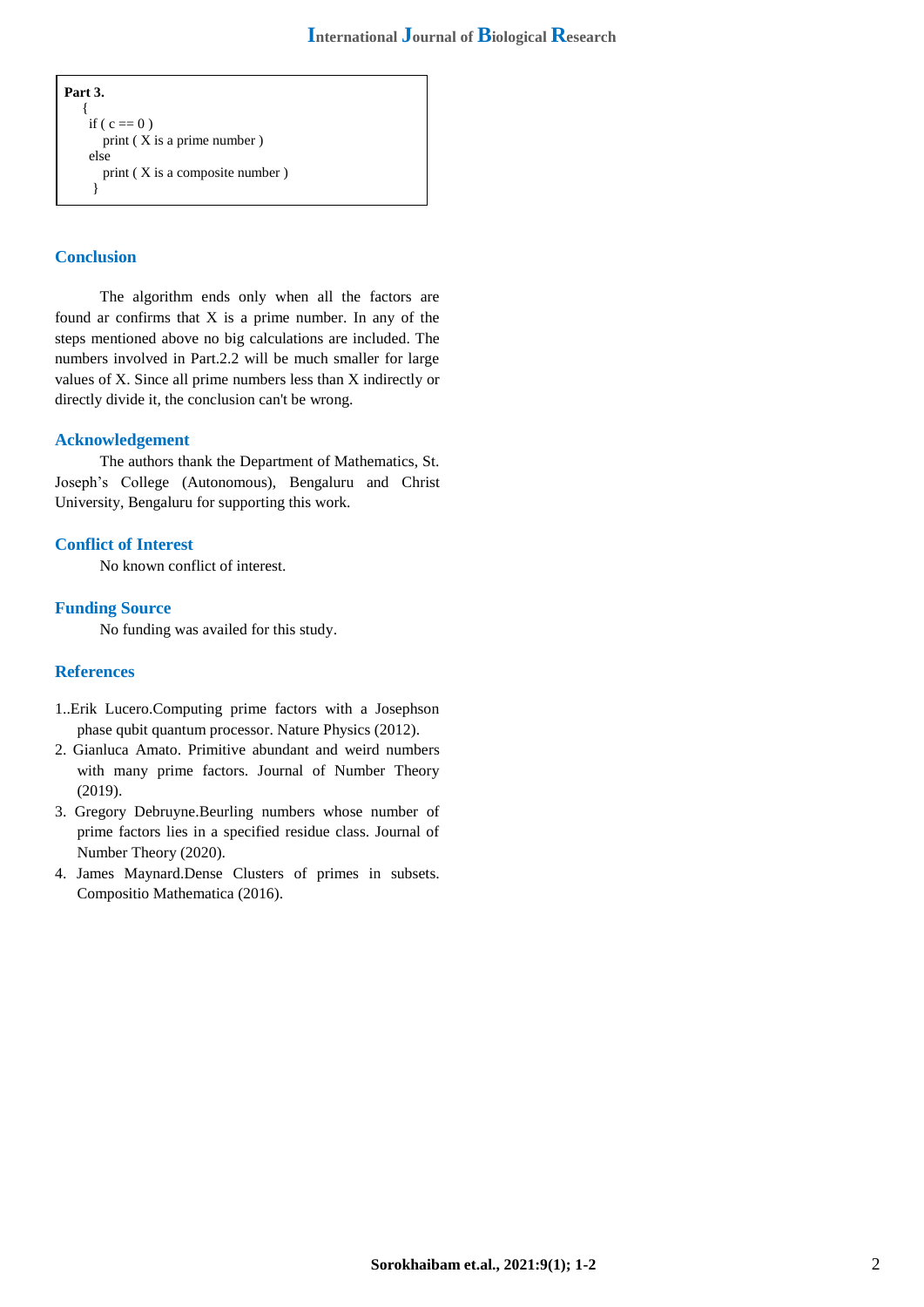**Part 3.**

```
{
  if ( c == 0 )
     print ( X is a prime number )
  else
     print ( X is a composite number )
}
```

## Conclusion

The algorithm ends only when all the factors are found ar confirms that X is a prime number. In any of the steps mentioned above no big calculations are included. The numbers involved in Part.2.2 will be much smaller for large values of X. Since all prime numbers less than X indirectly or directly divide it, the conclusion can't be wrong.

## Acknowledgement

The authors thank the Department of Mathematics, St. Joseph's College (Autonomous), Bengaluru and Christ University, Bengaluru for supporting this work.

## Conflict of Interest

No known conflict of interest.

## Funding Source

No funding was availed for this study.

## References

1..Erik Lucero.Computing prime factors with a Josephson phase qubit quantum processor. Nature Physics (2012).
2. Gianluca Amato. Primitive abundant and weird numbers with many prime factors. Journal of Number Theory (2019).
3. Gregory Debruyne.Beurling numbers whose number of prime factors lies in a specified residue class. Journal of Number Theory (2020).
4. James Maynard.Dense Clusters of primes in subsets. Compositio Mathematica (2016).